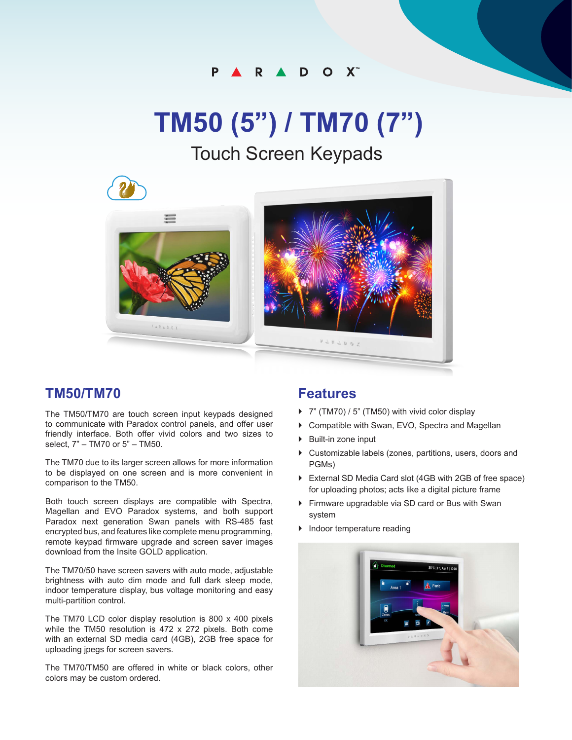PARADOX™

# TM50 (5”) / TM70 (7”)

Touch Screen Keypads

## TM50/TM70

The TM50/TM70 are touch screen input keypads designed to communicate with Paradox control panels, and offer user friendly interface. Both offer vivid colors and two sizes to select, 7” – TM70 or 5” – TM50.

The TM70 due to its larger screen allows for more information to be displayed on one screen and is more convenient in comparison to the TM50.

Both touch screen displays are compatible with Spectra, Magellan and EVO Paradox systems, and both support Paradox next generation Swan panels with RS-485 fast encrypted bus, and features like complete menu programming, remote keypad firmware upgrade and screen saver images download from the Insite GOLD application.

The TM70/50 have screen savers with auto mode, adjustable brightness with auto dim mode and full dark sleep mode, indoor temperature display, bus voltage monitoring and easy multi-partition control.

The TM70 LCD color display resolution is 800 x 400 pixels while the TM50 resolution is 472 x 272 pixels. Both come with an external SD media card (4GB), 2GB free space for uploading jpegs for screen savers.

The TM70/TM50 are offered in white or black colors, other colors may be custom ordered.

## Features

- 7” (TM70) / 5” (TM50) with vivid color display
- Compatible with Swan, EVO, Spectra and Magellan
- Built-in zone input
- Customizable labels (zones, partitions, users, doors and PGMs)
- External SD Media Card slot (4GB with 2GB of free space) for uploading photos; acts like a digital picture frame
- Firmware upgradable via SD card or Bus with Swan system
- Indoor temperature reading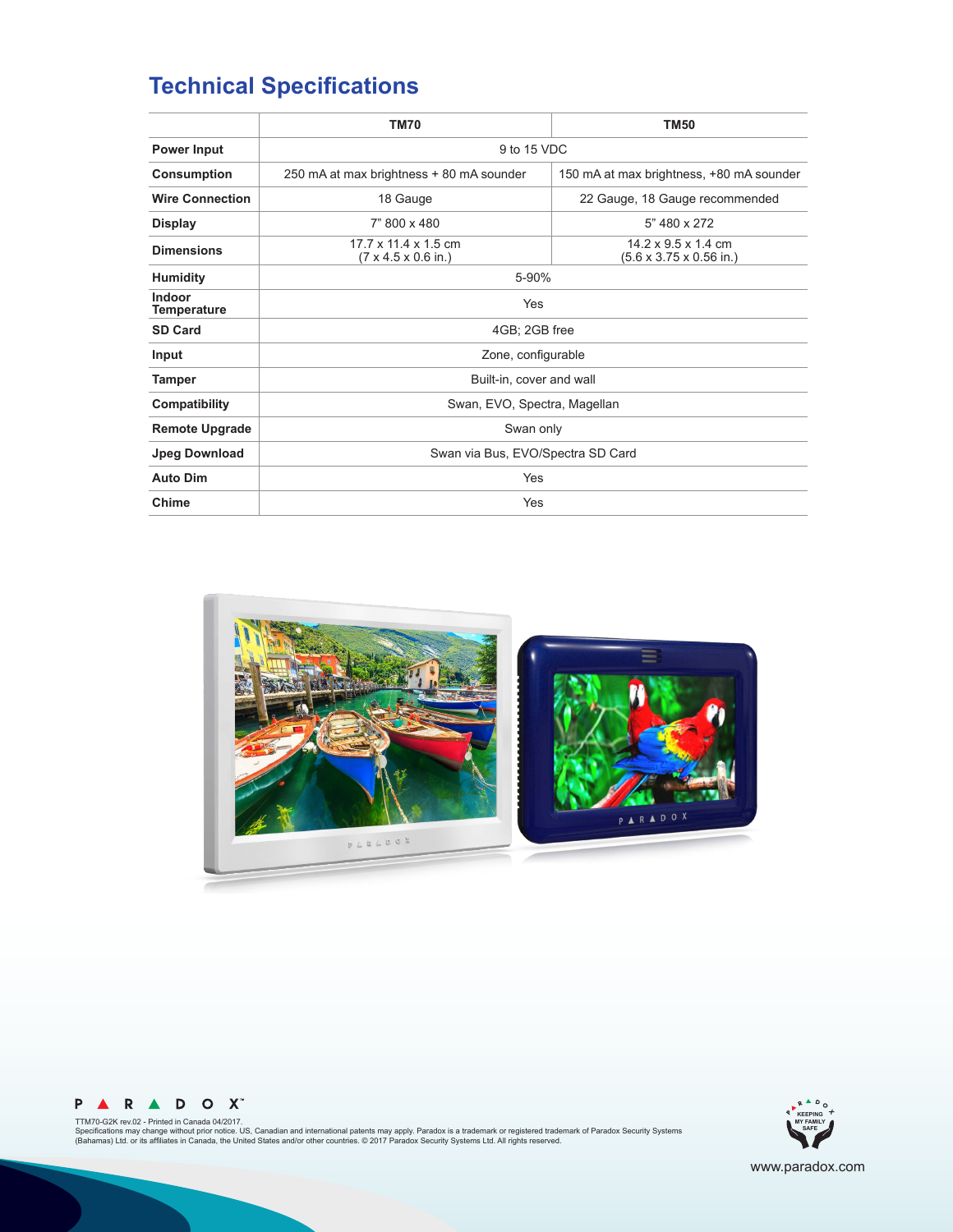# Technical Specifications

| | TM70 | TM50 |
|---|---|---|
| **Power Input** | 9 to 15 VDC | |
| **Consumption** | 250 mA at max brightness + 80 mA sounder | 150 mA at max brightness, +80 mA sounder |
| **Wire Connection** | 18 Gauge | 22 Gauge, 18 Gauge recommended |
| **Display** | 7" 800 x 480 | 5" 480 x 272 |
| **Dimensions** | 17.7 x 11.4 x 1.5 cm (7 x 4.5 x 0.6 in.) | 14.2 x 9.5 x 1.4 cm (5.6 x 3.75 x 0.56 in.) |
| **Humidity** | 5-90% | |
| **Indoor Temperature** | Yes | |
| **SD Card** | 4GB; 2GB free | |
| **Input** | Zone, configurable | |
| **Tamper** | Built-in, cover and wall | |
| **Compatibility** | Swan, EVO, Spectra, Magellan | |
| **Remote Upgrade** | Swan only | |
| **Jpeg Download** | Swan via Bus, EVO/Spectra SD Card | |
| **Auto Dim** | Yes | |
| **Chime** | Yes | |

PARADOX™

TTM70-G2K rev.02 - Printed in Canada 04/2017.
Specifications may change without prior notice. US, Canadian and international patents may apply. Paradox is a trademark or registered trademark of Paradox Security Systems (Bahamas) Ltd. or its affiliates in Canada, the United States and/or other countries. © 2017 Paradox Security Systems Ltd. All rights reserved.

KEEPING MY FAMILY SAFE

www.paradox.com